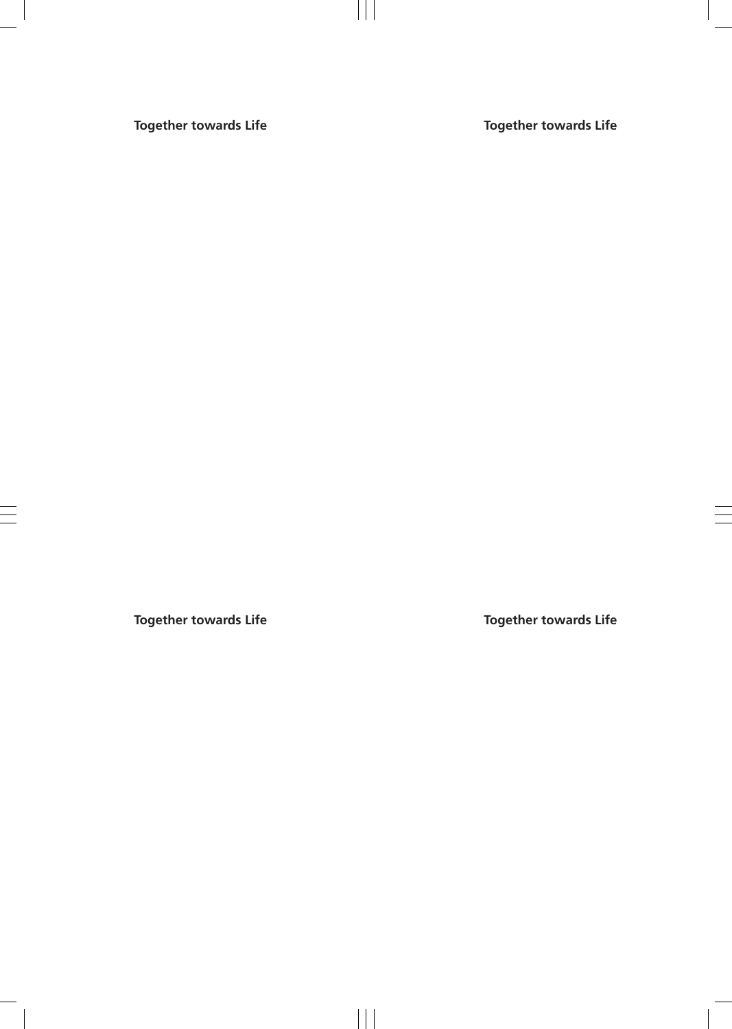**Together towards Life**

**Together towards Life**

**Together towards Life**

**Together towards Life**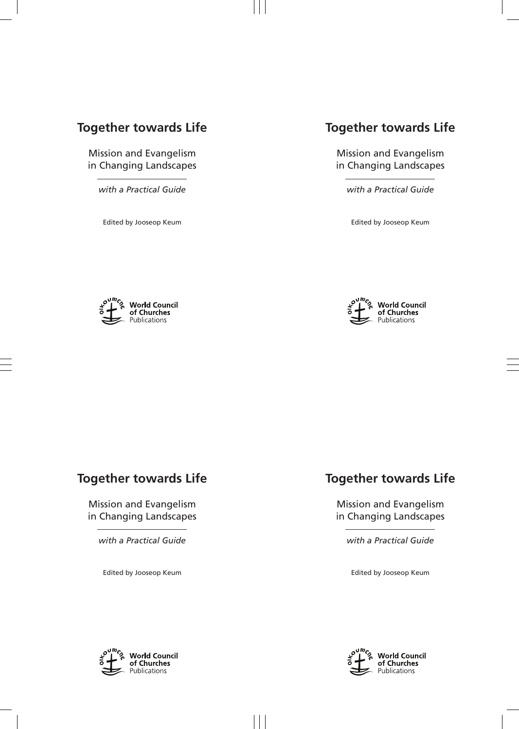# Together towards Life

Mission and Evangelism in Changing Landscapes

*with a Practical Guide*

Edited by Jooseop Keum

World Council of Churches Publications

# Together towards Life

Mission and Evangelism in Changing Landscapes

*with a Practical Guide*

Edited by Jooseop Keum

World Council of Churches Publications

# Together towards Life

Mission and Evangelism in Changing Landscapes

*with a Practical Guide*

Edited by Jooseop Keum

World Council of Churches Publications

# Together towards Life

Mission and Evangelism in Changing Landscapes

*with a Practical Guide*

Edited by Jooseop Keum

World Council of Churches Publications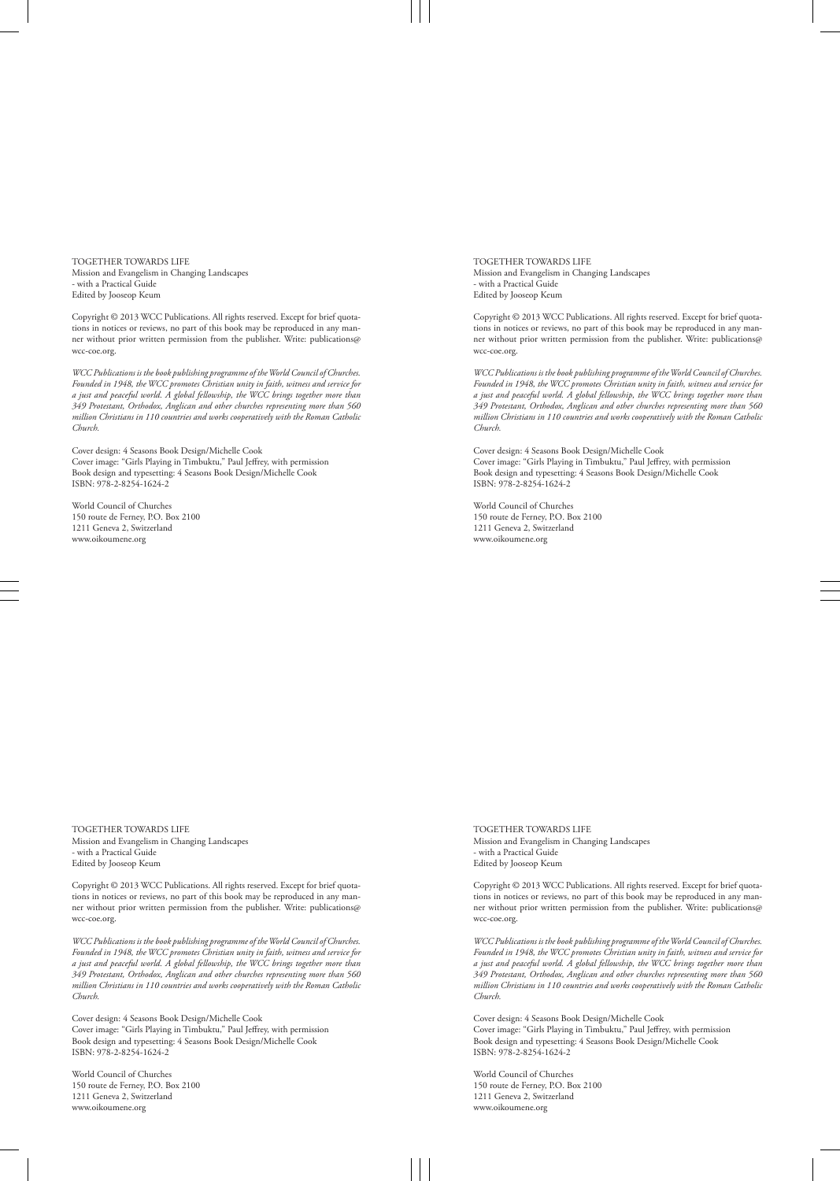TOGETHER TOWARDS LIFE
Mission and Evangelism in Changing Landscapes
- with a Practical Guide
Edited by Jooseop Keum

Copyright © 2013 WCC Publications. All rights reserved. Except for brief quotations in notices or reviews, no part of this book may be reproduced in any manner without prior written permission from the publisher. Write: publications@wcc-coe.org.

*WCC Publications is the book publishing programme of the World Council of Churches. Founded in 1948, the WCC promotes Christian unity in faith, witness and service for a just and peaceful world. A global fellowship, the WCC brings together more than 349 Protestant, Orthodox, Anglican and other churches representing more than 560 million Christians in 110 countries and works cooperatively with the Roman Catholic Church.*

Cover design: 4 Seasons Book Design/Michelle Cook
Cover image: "Girls Playing in Timbuktu," Paul Jeffrey, with permission
Book design and typesetting: 4 Seasons Book Design/Michelle Cook
ISBN: 978-2-8254-1624-2

World Council of Churches
150 route de Ferney, P.O. Box 2100
1211 Geneva 2, Switzerland
www.oikoumene.org

TOGETHER TOWARDS LIFE
Mission and Evangelism in Changing Landscapes
- with a Practical Guide
Edited by Jooseop Keum

Copyright © 2013 WCC Publications. All rights reserved. Except for brief quotations in notices or reviews, no part of this book may be reproduced in any manner without prior written permission from the publisher. Write: publications@wcc-coe.org.

*WCC Publications is the book publishing programme of the World Council of Churches. Founded in 1948, the WCC promotes Christian unity in faith, witness and service for a just and peaceful world. A global fellowship, the WCC brings together more than 349 Protestant, Orthodox, Anglican and other churches representing more than 560 million Christians in 110 countries and works cooperatively with the Roman Catholic Church.*

Cover design: 4 Seasons Book Design/Michelle Cook
Cover image: "Girls Playing in Timbuktu," Paul Jeffrey, with permission
Book design and typesetting: 4 Seasons Book Design/Michelle Cook
ISBN: 978-2-8254-1624-2

World Council of Churches
150 route de Ferney, P.O. Box 2100
1211 Geneva 2, Switzerland
www.oikoumene.org

TOGETHER TOWARDS LIFE
Mission and Evangelism in Changing Landscapes
- with a Practical Guide
Edited by Jooseop Keum

Copyright © 2013 WCC Publications. All rights reserved. Except for brief quotations in notices or reviews, no part of this book may be reproduced in any manner without prior written permission from the publisher. Write: publications@wcc-coe.org.

*WCC Publications is the book publishing programme of the World Council of Churches. Founded in 1948, the WCC promotes Christian unity in faith, witness and service for a just and peaceful world. A global fellowship, the WCC brings together more than 349 Protestant, Orthodox, Anglican and other churches representing more than 560 million Christians in 110 countries and works cooperatively with the Roman Catholic Church.*

Cover design: 4 Seasons Book Design/Michelle Cook
Cover image: "Girls Playing in Timbuktu," Paul Jeffrey, with permission
Book design and typesetting: 4 Seasons Book Design/Michelle Cook
ISBN: 978-2-8254-1624-2

World Council of Churches
150 route de Ferney, P.O. Box 2100
1211 Geneva 2, Switzerland
www.oikoumene.org

TOGETHER TOWARDS LIFE
Mission and Evangelism in Changing Landscapes
- with a Practical Guide
Edited by Jooseop Keum

Copyright © 2013 WCC Publications. All rights reserved. Except for brief quotations in notices or reviews, no part of this book may be reproduced in any manner without prior written permission from the publisher. Write: publications@wcc-coe.org.

*WCC Publications is the book publishing programme of the World Council of Churches. Founded in 1948, the WCC promotes Christian unity in faith, witness and service for a just and peaceful world. A global fellowship, the WCC brings together more than 349 Protestant, Orthodox, Anglican and other churches representing more than 560 million Christians in 110 countries and works cooperatively with the Roman Catholic Church.*

Cover design: 4 Seasons Book Design/Michelle Cook
Cover image: "Girls Playing in Timbuktu," Paul Jeffrey, with permission
Book design and typesetting: 4 Seasons Book Design/Michelle Cook
ISBN: 978-2-8254-1624-2

World Council of Churches
150 route de Ferney, P.O. Box 2100
1211 Geneva 2, Switzerland
www.oikoumene.org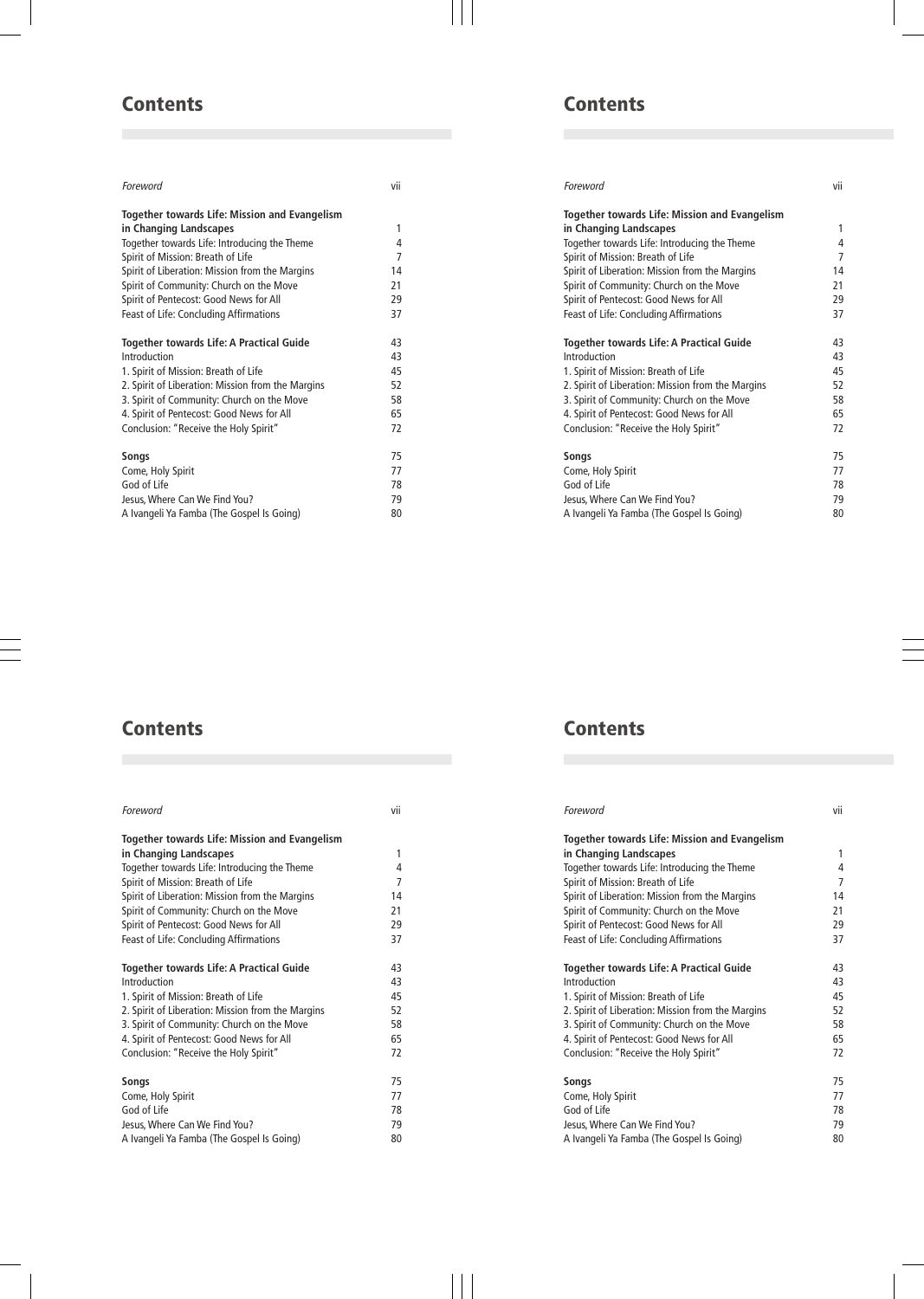# Contents

| | |
|---|---|
| *Foreword* | vii |
| **Together towards Life: Mission and Evangelism in Changing Landscapes** | 1 |
| Together towards Life: Introducing the Theme | 4 |
| Spirit of Mission: Breath of Life | 7 |
| Spirit of Liberation: Mission from the Margins | 14 |
| Spirit of Community: Church on the Move | 21 |
| Spirit of Pentecost: Good News for All | 29 |
| Feast of Life: Concluding Affirmations | 37 |
| **Together towards Life: A Practical Guide** | 43 |
| Introduction | 43 |
| 1. Spirit of Mission: Breath of Life | 45 |
| 2. Spirit of Liberation: Mission from the Margins | 52 |
| 3. Spirit of Community: Church on the Move | 58 |
| 4. Spirit of Pentecost: Good News for All | 65 |
| Conclusion: "Receive the Holy Spirit" | 72 |
| **Songs** | 75 |
| Come, Holy Spirit | 77 |
| God of Life | 78 |
| Jesus, Where Can We Find You? | 79 |
| A Ivangeli Ya Famba (The Gospel Is Going) | 80 |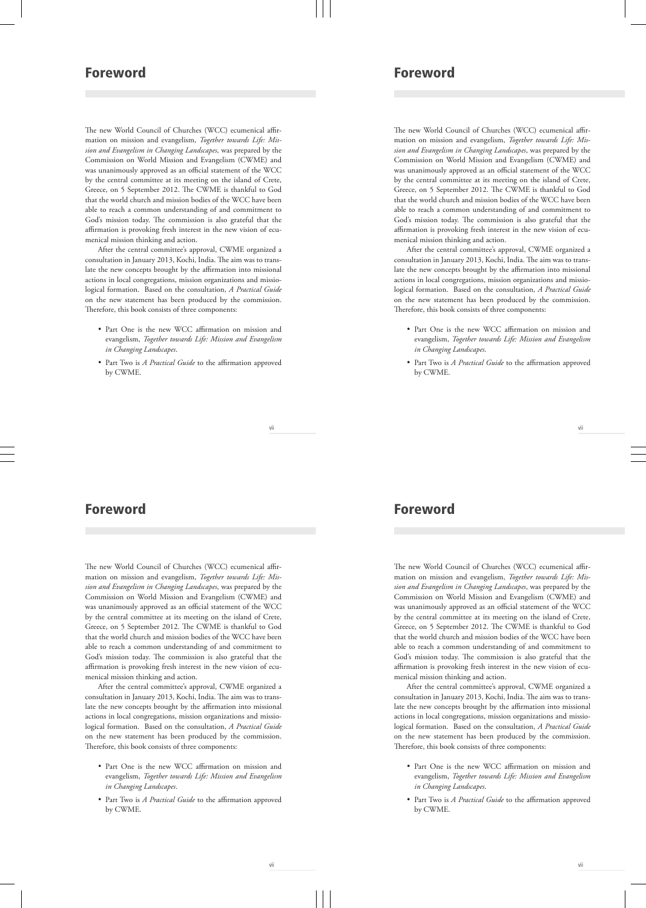# Foreword

The new World Council of Churches (WCC) ecumenical affirmation on mission and evangelism, *Together towards Life: Mission and Evangelism in Changing Landscapes*, was prepared by the Commission on World Mission and Evangelism (CWME) and was unanimously approved as an official statement of the WCC by the central committee at its meeting on the island of Crete, Greece, on 5 September 2012. The CWME is thankful to God that the world church and mission bodies of the WCC have been able to reach a common understanding of and commitment to God's mission today. The commission is also grateful that the affirmation is provoking fresh interest in the new vision of ecumenical mission thinking and action.

After the central committee's approval, CWME organized a consultation in January 2013, Kochi, India. The aim was to translate the new concepts brought by the affirmation into missional actions in local congregations, mission organizations and missiological formation. Based on the consultation, *A Practical Guide* on the new statement has been produced by the commission. Therefore, this book consists of three components:

- Part One is the new WCC affirmation on mission and evangelism, *Together towards Life: Mission and Evangelism in Changing Landscapes*.
- Part Two is *A Practical Guide* to the affirmation approved by CWME.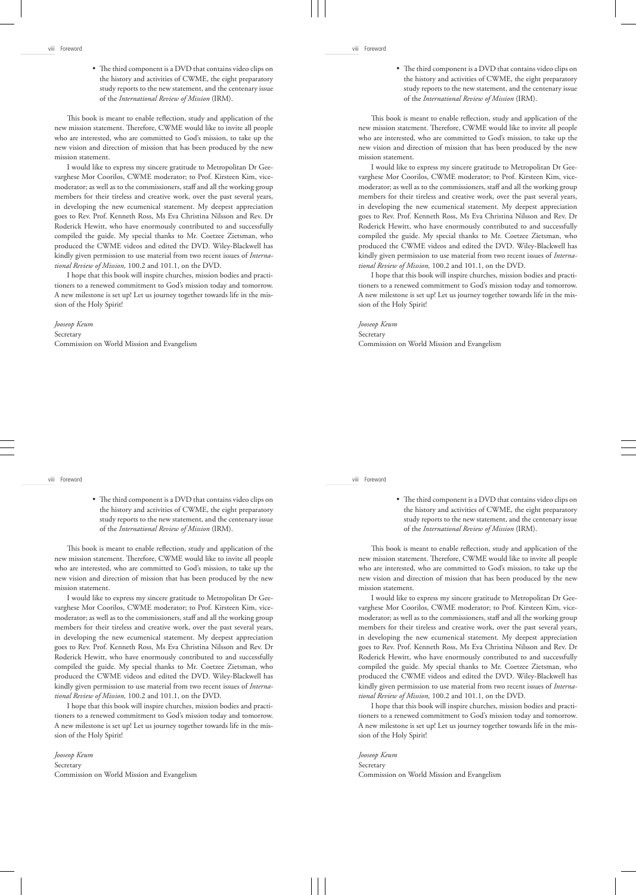- The third component is a DVD that contains video clips on the history and activities of CWME, the eight preparatory study reports to the new statement, and the centenary issue of the *International Review of Mission* (IRM).

This book is meant to enable reflection, study and application of the new mission statement. Therefore, CWME would like to invite all people who are interested, who are committed to God's mission, to take up the new vision and direction of mission that has been produced by the new mission statement.

I would like to express my sincere gratitude to Metropolitan Dr Geevarghese Mor Coorilos, CWME moderator; to Prof. Kirsteen Kim, vice-moderator; as well as to the commissioners, staff and all the working group members for their tireless and creative work, over the past several years, in developing the new ecumenical statement. My deepest appreciation goes to Rev. Prof. Kenneth Ross, Ms Eva Christina Nilsson and Rev. Dr Roderick Hewitt, who have enormously contributed to and successfully compiled the guide. My special thanks to Mr. Coetzee Zietsman, who produced the CWME videos and edited the DVD. Wiley-Blackwell has kindly given permission to use material from two recent issues of *International Review of Mission,* 100.2 and 101.1, on the DVD.

I hope that this book will inspire churches, mission bodies and practitioners to a renewed commitment to God's mission today and tomorrow. A new milestone is set up! Let us journey together towards life in the mission of the Holy Spirit!

*Jooseop Keum*
Secretary
Commission on World Mission and Evangelism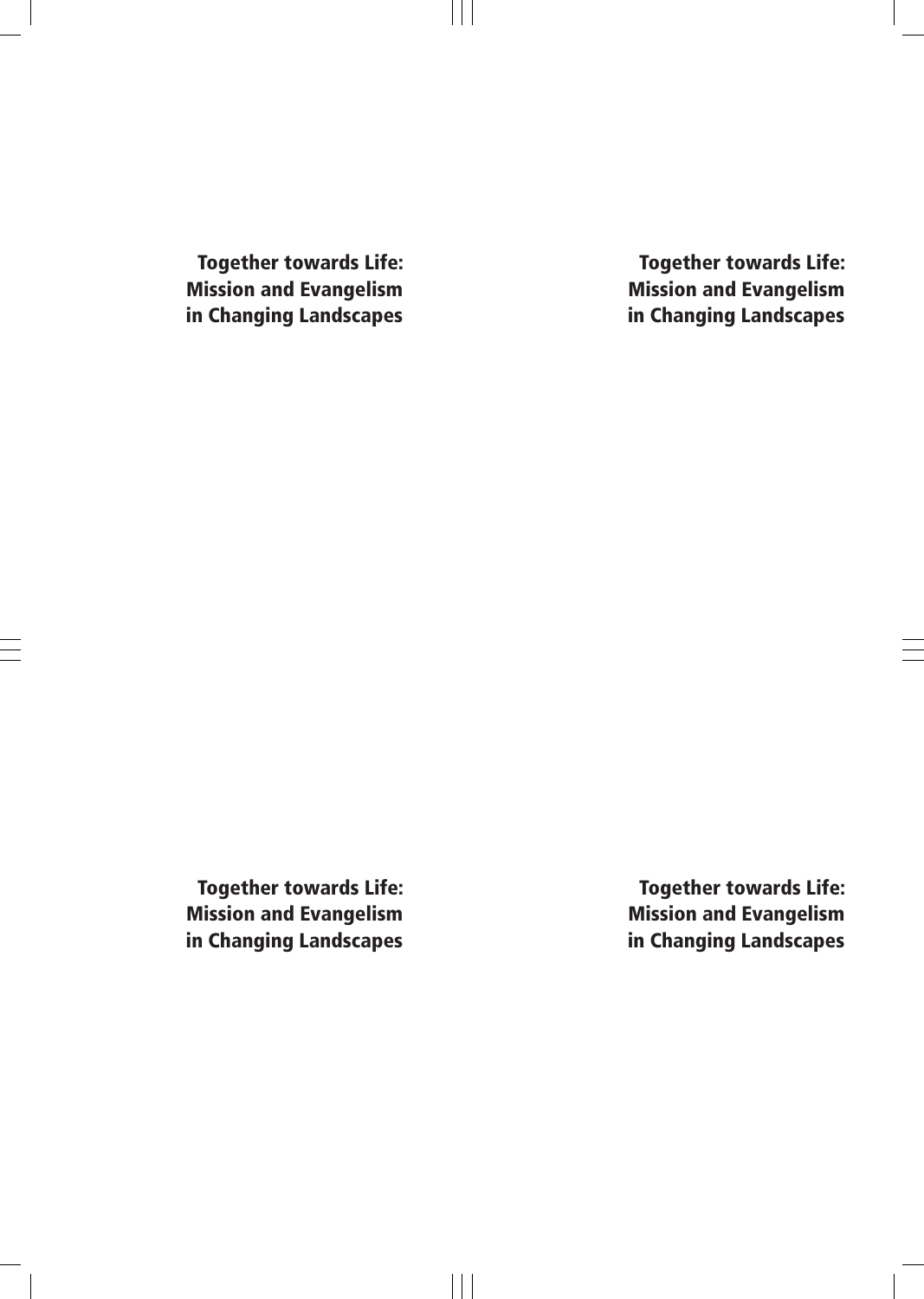**Together towards Life: Mission and Evangelism in Changing Landscapes**

**Together towards Life: Mission and Evangelism in Changing Landscapes**

**Together towards Life: Mission and Evangelism in Changing Landscapes**

**Together towards Life: Mission and Evangelism in Changing Landscapes**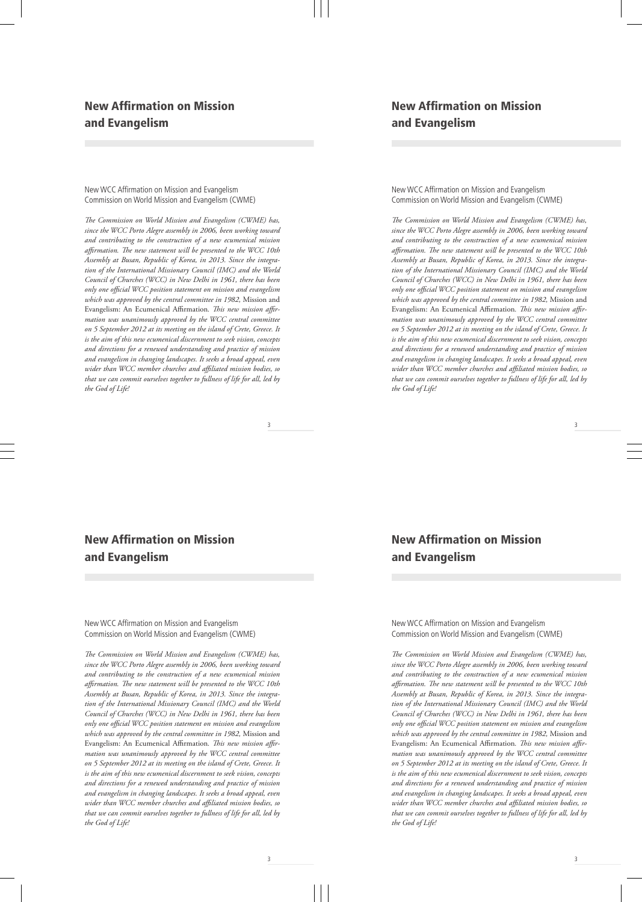# New Affirmation on Mission and Evangelism

New WCC Affirmation on Mission and Evangelism
Commission on World Mission and Evangelism (CWME)

*The Commission on World Mission and Evangelism (CWME) has, since the WCC Porto Alegre assembly in 2006, been working toward and contributing to the construction of a new ecumenical mission affirmation. The new statement will be presented to the WCC 10th Assembly at Busan, Republic of Korea, in 2013. Since the integration of the International Missionary Council (IMC) and the World Council of Churches (WCC) in New Delhi in 1961, there has been only one official WCC position statement on mission and evangelism which was approved by the central committee in 1982,* Mission and Evangelism: An Ecumenical Affirmation*. This new mission affirmation was unanimously approved by the WCC central committee on 5 September 2012 at its meeting on the island of Crete, Greece. It is the aim of this new ecumenical discernment to seek vision, concepts and directions for a renewed understanding and practice of mission and evangelism in changing landscapes. It seeks a broad appeal, even wider than WCC member churches and affiliated mission bodies, so that we can commit ourselves together to fullness of life for all, led by the God of Life!*

# New Affirmation on Mission and Evangelism

New WCC Affirmation on Mission and Evangelism
Commission on World Mission and Evangelism (CWME)

*The Commission on World Mission and Evangelism (CWME) has, since the WCC Porto Alegre assembly in 2006, been working toward and contributing to the construction of a new ecumenical mission affirmation. The new statement will be presented to the WCC 10th Assembly at Busan, Republic of Korea, in 2013. Since the integration of the International Missionary Council (IMC) and the World Council of Churches (WCC) in New Delhi in 1961, there has been only one official WCC position statement on mission and evangelism which was approved by the central committee in 1982,* Mission and Evangelism: An Ecumenical Affirmation*. This new mission affirmation was unanimously approved by the WCC central committee on 5 September 2012 at its meeting on the island of Crete, Greece. It is the aim of this new ecumenical discernment to seek vision, concepts and directions for a renewed understanding and practice of mission and evangelism in changing landscapes. It seeks a broad appeal, even wider than WCC member churches and affiliated mission bodies, so that we can commit ourselves together to fullness of life for all, led by the God of Life!*

# New Affirmation on Mission and Evangelism

New WCC Affirmation on Mission and Evangelism
Commission on World Mission and Evangelism (CWME)

*The Commission on World Mission and Evangelism (CWME) has, since the WCC Porto Alegre assembly in 2006, been working toward and contributing to the construction of a new ecumenical mission affirmation. The new statement will be presented to the WCC 10th Assembly at Busan, Republic of Korea, in 2013. Since the integration of the International Missionary Council (IMC) and the World Council of Churches (WCC) in New Delhi in 1961, there has been only one official WCC position statement on mission and evangelism which was approved by the central committee in 1982,* Mission and Evangelism: An Ecumenical Affirmation*. This new mission affirmation was unanimously approved by the WCC central committee on 5 September 2012 at its meeting on the island of Crete, Greece. It is the aim of this new ecumenical discernment to seek vision, concepts and directions for a renewed understanding and practice of mission and evangelism in changing landscapes. It seeks a broad appeal, even wider than WCC member churches and affiliated mission bodies, so that we can commit ourselves together to fullness of life for all, led by the God of Life!*

# New Affirmation on Mission and Evangelism

New WCC Affirmation on Mission and Evangelism
Commission on World Mission and Evangelism (CWME)

*The Commission on World Mission and Evangelism (CWME) has, since the WCC Porto Alegre assembly in 2006, been working toward and contributing to the construction of a new ecumenical mission affirmation. The new statement will be presented to the WCC 10th Assembly at Busan, Republic of Korea, in 2013. Since the integration of the International Missionary Council (IMC) and the World Council of Churches (WCC) in New Delhi in 1961, there has been only one official WCC position statement on mission and evangelism which was approved by the central committee in 1982,* Mission and Evangelism: An Ecumenical Affirmation*. This new mission affirmation was unanimously approved by the WCC central committee on 5 September 2012 at its meeting on the island of Crete, Greece. It is the aim of this new ecumenical discernment to seek vision, concepts and directions for a renewed understanding and practice of mission and evangelism in changing landscapes. It seeks a broad appeal, even wider than WCC member churches and affiliated mission bodies, so that we can commit ourselves together to fullness of life for all, led by the God of Life!*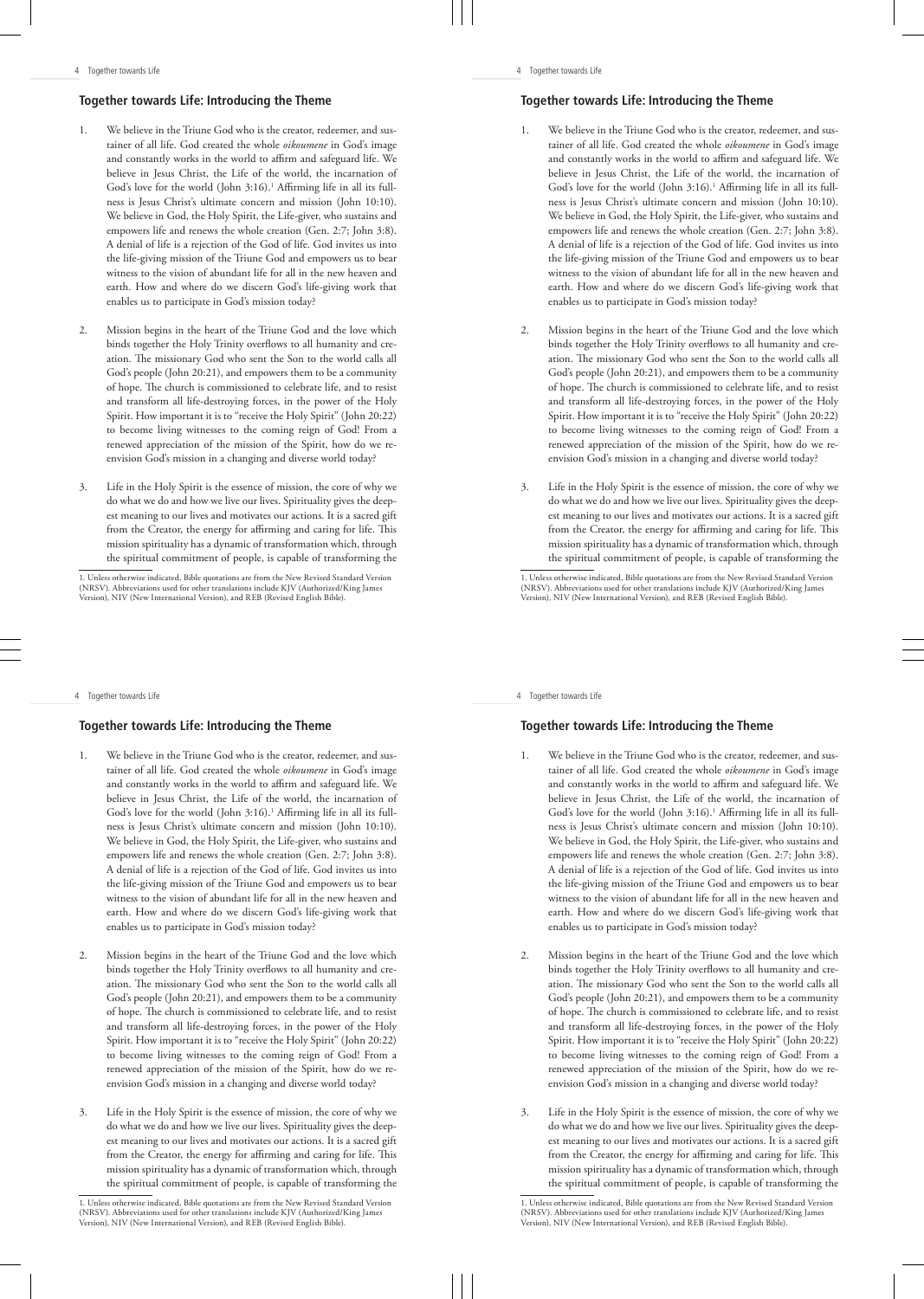## Together towards Life: Introducing the Theme

1. We believe in the Triune God who is the creator, redeemer, and sustainer of all life. God created the whole *oikoumene* in God's image and constantly works in the world to affirm and safeguard life. We believe in Jesus Christ, the Life of the world, the incarnation of God's love for the world (John 3:16).[1] Affirming life in all its fullness is Jesus Christ's ultimate concern and mission (John 10:10). We believe in God, the Holy Spirit, the Life-giver, who sustains and empowers life and renews the whole creation (Gen. 2:7; John 3:8). A denial of life is a rejection of the God of life. God invites us into the life-giving mission of the Triune God and empowers us to bear witness to the vision of abundant life for all in the new heaven and earth. How and where do we discern God's life-giving work that enables us to participate in God's mission today?

2. Mission begins in the heart of the Triune God and the love which binds together the Holy Trinity overflows to all humanity and creation. The missionary God who sent the Son to the world calls all God's people (John 20:21), and empowers them to be a community of hope. The church is commissioned to celebrate life, and to resist and transform all life-destroying forces, in the power of the Holy Spirit. How important it is to "receive the Holy Spirit" (John 20:22) to become living witnesses to the coming reign of God! From a renewed appreciation of the mission of the Spirit, how do we re-envision God's mission in a changing and diverse world today?

3. Life in the Holy Spirit is the essence of mission, the core of why we do what we do and how we live our lives. Spirituality gives the deepest meaning to our lives and motivates our actions. It is a sacred gift from the Creator, the energy for affirming and caring for life. This mission spirituality has a dynamic of transformation which, through the spiritual commitment of people, is capable of transforming the

1. Unless otherwise indicated, Bible quotations are from the New Revised Standard Version (NRSV). Abbreviations used for other translations include KJV (Authorized/King James Version), NIV (New International Version), and REB (Revised English Bible).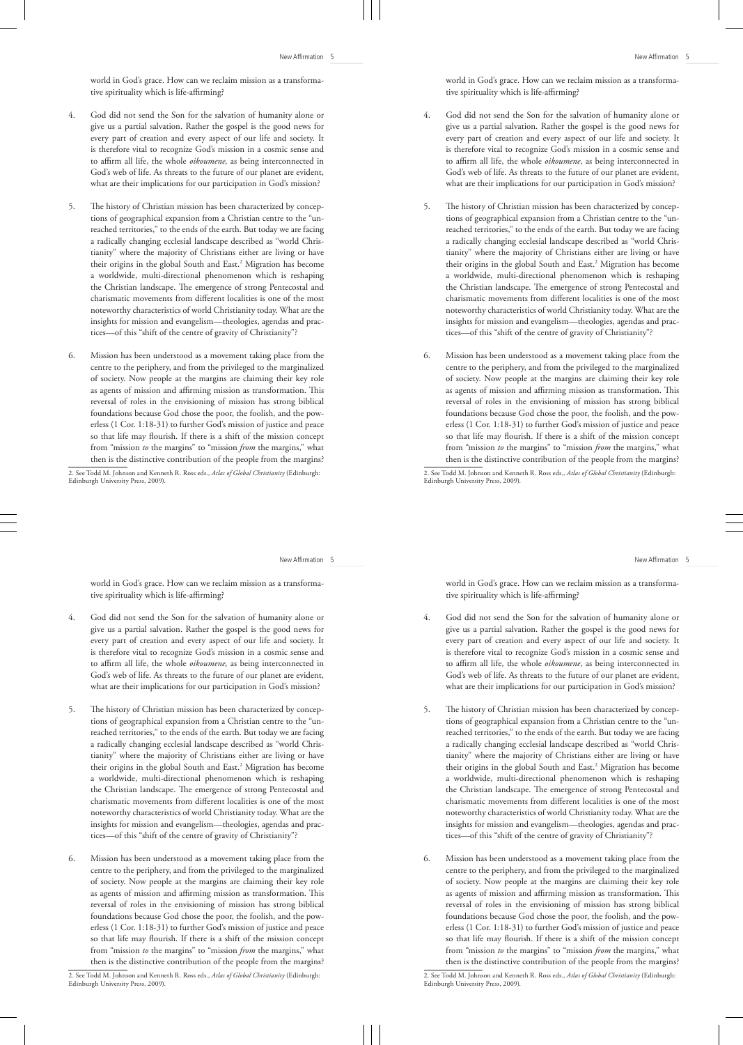world in God's grace. How can we reclaim mission as a transformative spirituality which is life-affirming?

4. God did not send the Son for the salvation of humanity alone or give us a partial salvation. Rather the gospel is the good news for every part of creation and every aspect of our life and society. It is therefore vital to recognize God's mission in a cosmic sense and to affirm all life, the whole *oikoumene*, as being interconnected in God's web of life. As threats to the future of our planet are evident, what are their implications for our participation in God's mission?

5. The history of Christian mission has been characterized by conceptions of geographical expansion from a Christian centre to the "unreached territories," to the ends of the earth. But today we are facing a radically changing ecclesial landscape described as "world Christianity" where the majority of Christians either are living or have their origins in the global South and East.[2] Migration has become a worldwide, multi-directional phenomenon which is reshaping the Christian landscape. The emergence of strong Pentecostal and charismatic movements from different localities is one of the most noteworthy characteristics of world Christianity today. What are the insights for mission and evangelism—theologies, agendas and practices—of this "shift of the centre of gravity of Christianity"?

6. Mission has been understood as a movement taking place from the centre to the periphery, and from the privileged to the marginalized of society. Now people at the margins are claiming their key role as agents of mission and affirming mission as transformation. This reversal of roles in the envisioning of mission has strong biblical foundations because God chose the poor, the foolish, and the powerless (1 Cor. 1:18-31) to further God's mission of justice and peace so that life may flourish. If there is a shift of the mission concept from "mission *to* the margins" to "mission *from* the margins," what then is the distinctive contribution of the people from the margins?

2. See Todd M. Johnson and Kenneth R. Ross eds., *Atlas of Global Christianity* (Edinburgh: Edinburgh University Press, 2009).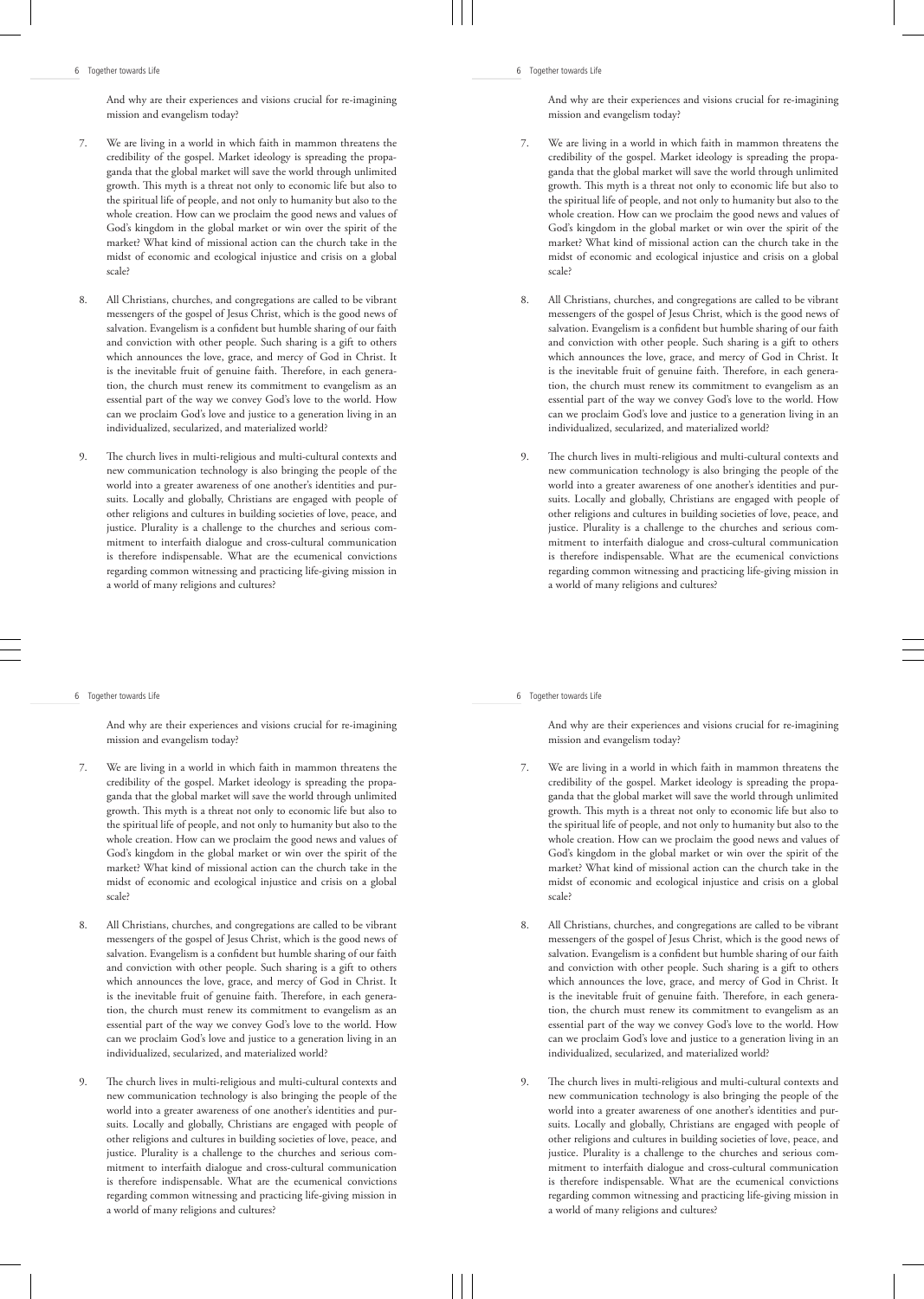And why are their experiences and visions crucial for re-imagining mission and evangelism today?

7. We are living in a world in which faith in mammon threatens the credibility of the gospel. Market ideology is spreading the propaganda that the global market will save the world through unlimited growth. This myth is a threat not only to economic life but also to the spiritual life of people, and not only to humanity but also to the whole creation. How can we proclaim the good news and values of God's kingdom in the global market or win over the spirit of the market? What kind of missional action can the church take in the midst of economic and ecological injustice and crisis on a global scale?

8. All Christians, churches, and congregations are called to be vibrant messengers of the gospel of Jesus Christ, which is the good news of salvation. Evangelism is a confident but humble sharing of our faith and conviction with other people. Such sharing is a gift to others which announces the love, grace, and mercy of God in Christ. It is the inevitable fruit of genuine faith. Therefore, in each generation, the church must renew its commitment to evangelism as an essential part of the way we convey God's love to the world. How can we proclaim God's love and justice to a generation living in an individualized, secularized, and materialized world?

9. The church lives in multi-religious and multi-cultural contexts and new communication technology is also bringing the people of the world into a greater awareness of one another's identities and pursuits. Locally and globally, Christians are engaged with people of other religions and cultures in building societies of love, peace, and justice. Plurality is a challenge to the churches and serious commitment to interfaith dialogue and cross-cultural communication is therefore indispensable. What are the ecumenical convictions regarding common witnessing and practicing life-giving mission in a world of many religions and cultures?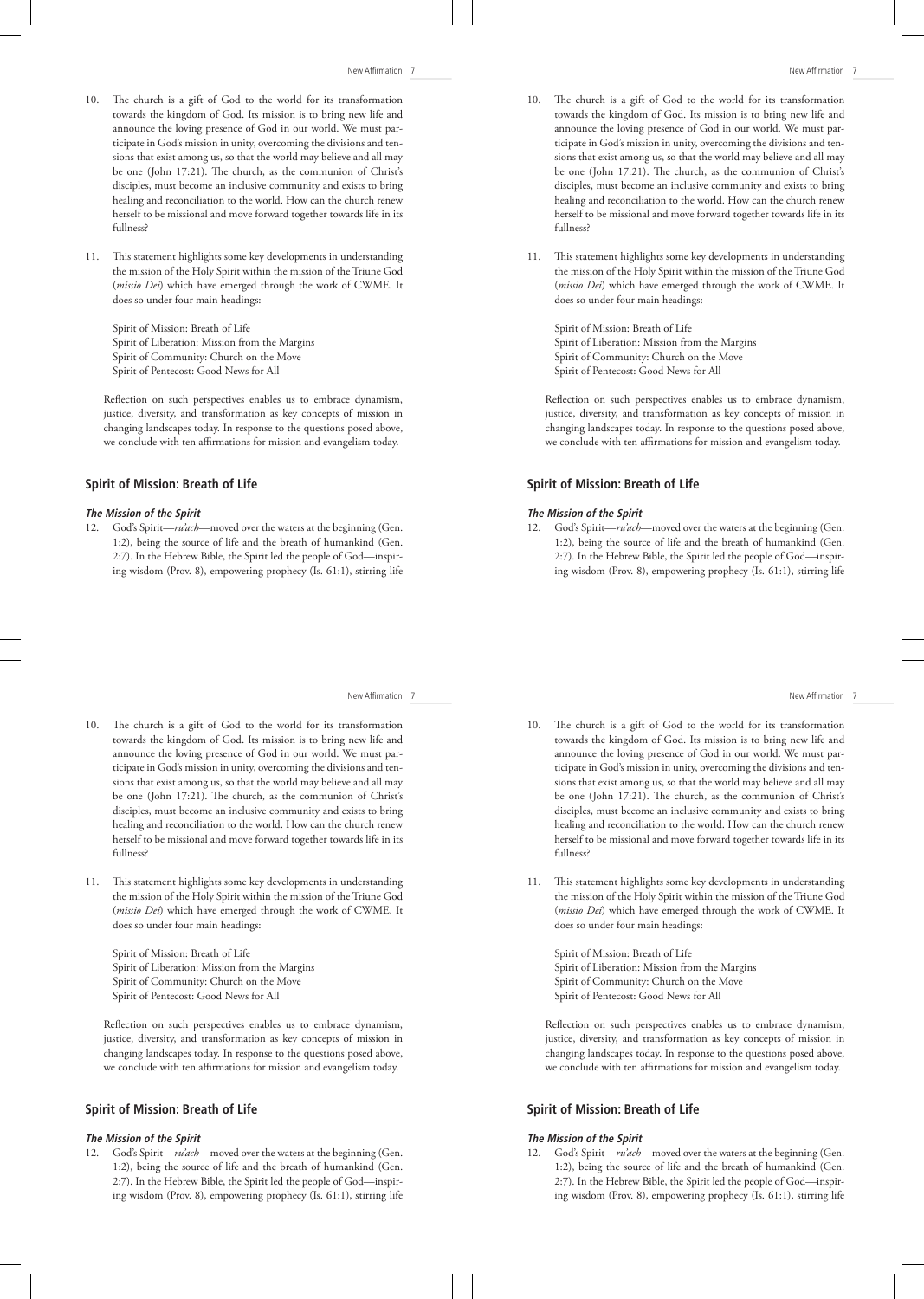10. The church is a gift of God to the world for its transformation towards the kingdom of God. Its mission is to bring new life and announce the loving presence of God in our world. We must participate in God's mission in unity, overcoming the divisions and tensions that exist among us, so that the world may believe and all may be one (John 17:21). The church, as the communion of Christ's disciples, must become an inclusive community and exists to bring healing and reconciliation to the world. How can the church renew herself to be missional and move forward together towards life in its fullness?

11. This statement highlights some key developments in understanding the mission of the Holy Spirit within the mission of the Triune God (*missio Dei*) which have emerged through the work of CWME. It does so under four main headings:

    Spirit of Mission: Breath of Life
    Spirit of Liberation: Mission from the Margins
    Spirit of Community: Church on the Move
    Spirit of Pentecost: Good News for All

    Reflection on such perspectives enables us to embrace dynamism, justice, diversity, and transformation as key concepts of mission in changing landscapes today. In response to the questions posed above, we conclude with ten affirmations for mission and evangelism today.

## Spirit of Mission: Breath of Life

### *The Mission of the Spirit*

12. God's Spirit—*ru'ach*—moved over the waters at the beginning (Gen. 1:2), being the source of life and the breath of humankind (Gen. 2:7). In the Hebrew Bible, the Spirit led the people of God—inspiring wisdom (Prov. 8), empowering prophecy (Is. 61:1), stirring life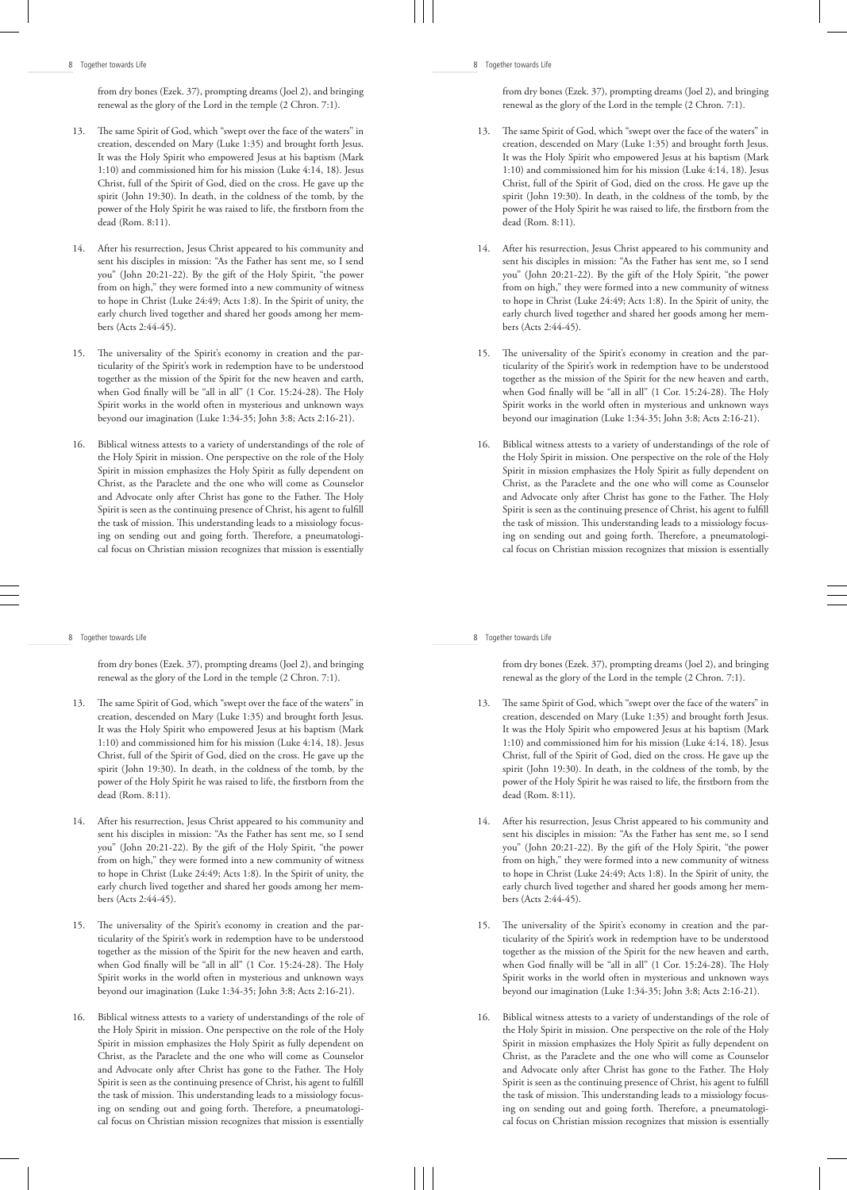from dry bones (Ezek. 37), prompting dreams (Joel 2), and bringing renewal as the glory of the Lord in the temple (2 Chron. 7:1).

13. The same Spirit of God, which "swept over the face of the waters" in creation, descended on Mary (Luke 1:35) and brought forth Jesus. It was the Holy Spirit who empowered Jesus at his baptism (Mark 1:10) and commissioned him for his mission (Luke 4:14, 18). Jesus Christ, full of the Spirit of God, died on the cross. He gave up the spirit (John 19:30). In death, in the coldness of the tomb, by the power of the Holy Spirit he was raised to life, the firstborn from the dead (Rom. 8:11).

14. After his resurrection, Jesus Christ appeared to his community and sent his disciples in mission: "As the Father has sent me, so I send you" (John 20:21-22). By the gift of the Holy Spirit, "the power from on high," they were formed into a new community of witness to hope in Christ (Luke 24:49; Acts 1:8). In the Spirit of unity, the early church lived together and shared her goods among her members (Acts 2:44-45).

15. The universality of the Spirit's economy in creation and the particularity of the Spirit's work in redemption have to be understood together as the mission of the Spirit for the new heaven and earth, when God finally will be "all in all" (1 Cor. 15:24-28). The Holy Spirit works in the world often in mysterious and unknown ways beyond our imagination (Luke 1:34-35; John 3:8; Acts 2:16-21).

16. Biblical witness attests to a variety of understandings of the role of the Holy Spirit in mission. One perspective on the role of the Holy Spirit in mission emphasizes the Holy Spirit as fully dependent on Christ, as the Paraclete and the one who will come as Counselor and Advocate only after Christ has gone to the Father. The Holy Spirit is seen as the continuing presence of Christ, his agent to fulfill the task of mission. This understanding leads to a missiology focusing on sending out and going forth. Therefore, a pneumatological focus on Christian mission recognizes that mission is essentially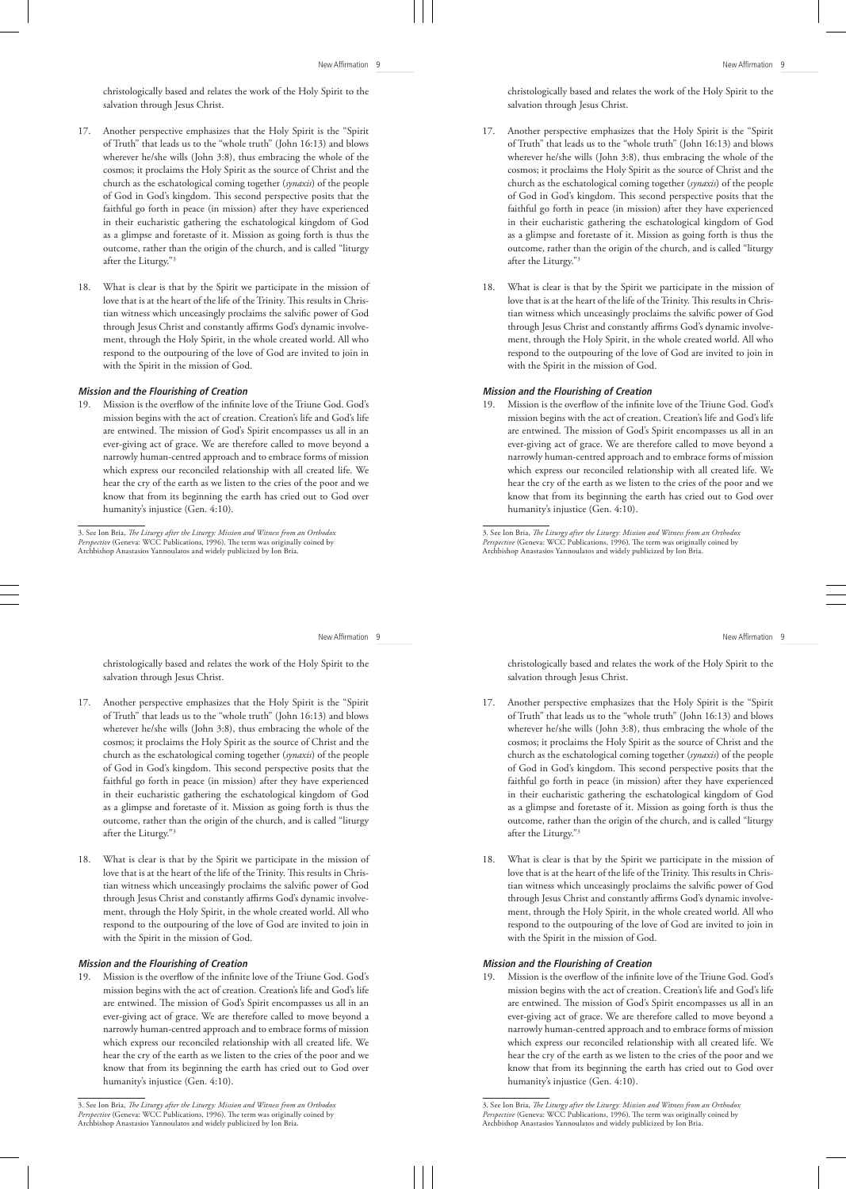christologically based and relates the work of the Holy Spirit to the salvation through Jesus Christ.

17. Another perspective emphasizes that the Holy Spirit is the "Spirit of Truth" that leads us to the "whole truth" (John 16:13) and blows wherever he/she wills (John 3:8), thus embracing the whole of the cosmos; it proclaims the Holy Spirit as the source of Christ and the church as the eschatological coming together (*synaxis*) of the people of God in God's kingdom. This second perspective posits that the faithful go forth in peace (in mission) after they have experienced in their eucharistic gathering the eschatological kingdom of God as a glimpse and foretaste of it. Mission as going forth is thus the outcome, rather than the origin of the church, and is called "liturgy after the Liturgy."[3]

18. What is clear is that by the Spirit we participate in the mission of love that is at the heart of the life of the Trinity. This results in Christian witness which unceasingly proclaims the salvific power of God through Jesus Christ and constantly affirms God's dynamic involvement, through the Holy Spirit, in the whole created world. All who respond to the outpouring of the love of God are invited to join in with the Spirit in the mission of God.

### *Mission and the Flourishing of Creation*

19. Mission is the overflow of the infinite love of the Triune God. God's mission begins with the act of creation. Creation's life and God's life are entwined. The mission of God's Spirit encompasses us all in an ever-giving act of grace. We are therefore called to move beyond a narrowly human-centred approach and to embrace forms of mission which express our reconciled relationship with all created life. We hear the cry of the earth as we listen to the cries of the poor and we know that from its beginning the earth has cried out to God over humanity's injustice (Gen. 4:10).

---

3. See Ion Bria, *The Liturgy after the Liturgy: Mission and Witness from an Orthodox Perspective* (Geneva: WCC Publications, 1996). The term was originally coined by Archbishop Anastasios Yannoulatos and widely publicized by Ion Bria.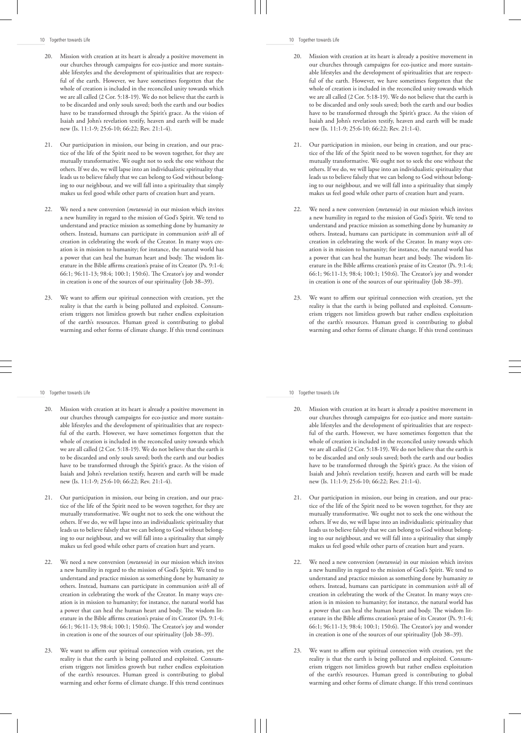20. Mission with creation at its heart is already a positive movement in our churches through campaigns for eco-justice and more sustainable lifestyles and the development of spiritualities that are respectful of the earth. However, we have sometimes forgotten that the whole of creation is included in the reconciled unity towards which we are all called (2 Cor. 5:18-19). We do not believe that the earth is to be discarded and only souls saved; both the earth and our bodies have to be transformed through the Spirit's grace. As the vision of Isaiah and John's revelation testify, heaven and earth will be made new (Is. 11:1-9; 25:6-10; 66:22; Rev. 21:1-4).

21. Our participation in mission, our being in creation, and our practice of the life of the Spirit need to be woven together, for they are mutually transformative. We ought not to seek the one without the others. If we do, we will lapse into an individualistic spirituality that leads us to believe falsely that we can belong to God without belonging to our neighbour, and we will fall into a spirituality that simply makes us feel good while other parts of creation hurt and yearn.

22. We need a new conversion (*metanoia*) in our mission which invites a new humility in regard to the mission of God's Spirit. We tend to understand and practice mission as something done by humanity *to* others. Instead, humans can participate in communion *with* all of creation in celebrating the work of the Creator. In many ways creation is in mission to humanity; for instance, the natural world has a power that can heal the human heart and body. The wisdom literature in the Bible affirms creation's praise of its Creator (Ps. 9:1-4; 66:1; 96:11-13; 98:4; 100:1; 150:6). The Creator's joy and wonder in creation is one of the sources of our spirituality (Job 38–39).

23. We want to affirm our spiritual connection with creation, yet the reality is that the earth is being polluted and exploited. Consumerism triggers not limitless growth but rather endless exploitation of the earth's resources. Human greed is contributing to global warming and other forms of climate change. If this trend continues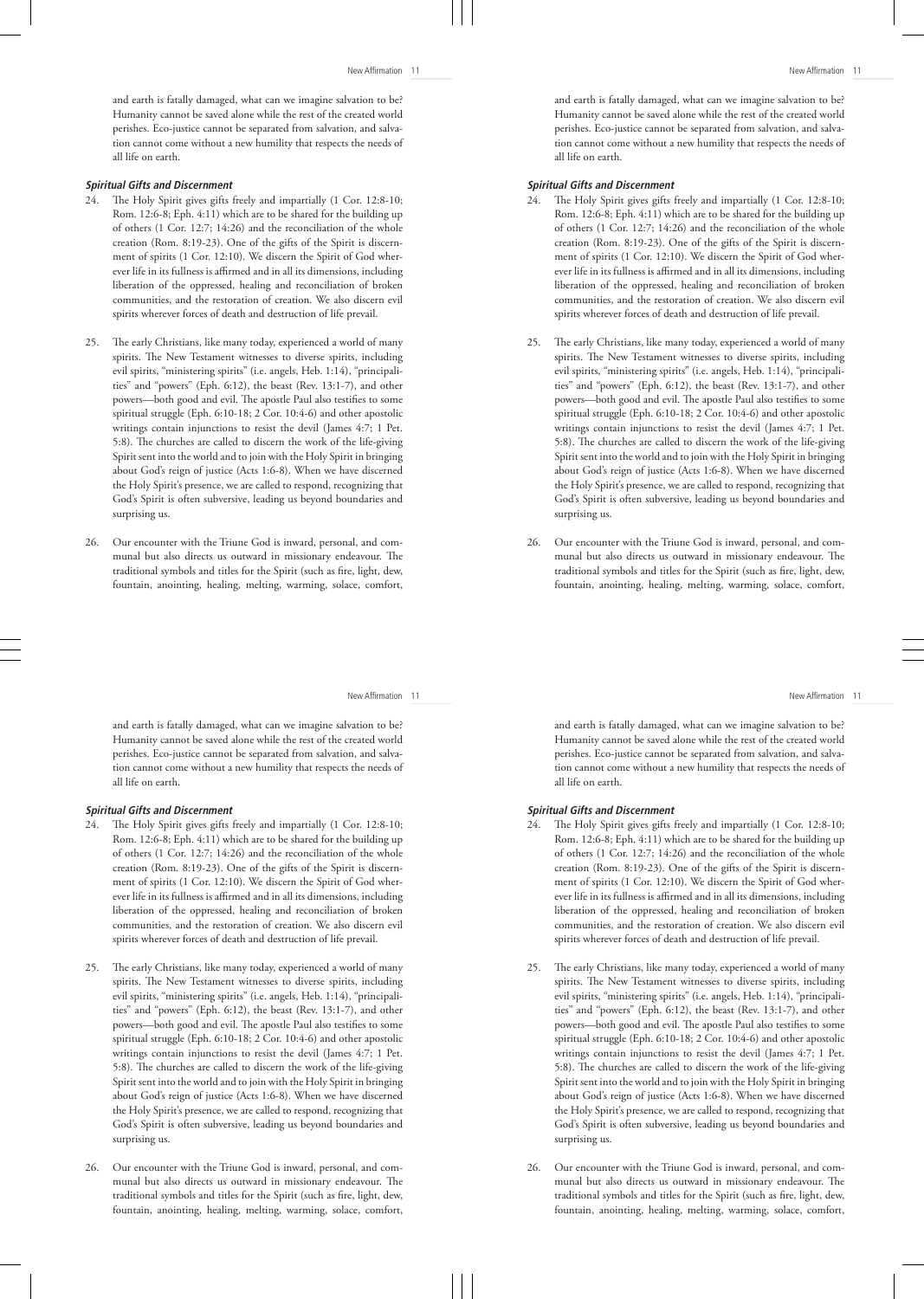and earth is fatally damaged, what can we imagine salvation to be? Humanity cannot be saved alone while the rest of the created world perishes. Eco-justice cannot be separated from salvation, and salvation cannot come without a new humility that respects the needs of all life on earth.

***Spiritual Gifts and Discernment***

24. The Holy Spirit gives gifts freely and impartially (1 Cor. 12:8-10; Rom. 12:6-8; Eph. 4:11) which are to be shared for the building up of others (1 Cor. 12:7; 14:26) and the reconciliation of the whole creation (Rom. 8:19-23). One of the gifts of the Spirit is discernment of spirits (1 Cor. 12:10). We discern the Spirit of God wherever life in its fullness is affirmed and in all its dimensions, including liberation of the oppressed, healing and reconciliation of broken communities, and the restoration of creation. We also discern evil spirits wherever forces of death and destruction of life prevail.

25. The early Christians, like many today, experienced a world of many spirits. The New Testament witnesses to diverse spirits, including evil spirits, "ministering spirits" (i.e. angels, Heb. 1:14), "principalities" and "powers" (Eph. 6:12), the beast (Rev. 13:1-7), and other powers—both good and evil. The apostle Paul also testifies to some spiritual struggle (Eph. 6:10-18; 2 Cor. 10:4-6) and other apostolic writings contain injunctions to resist the devil (James 4:7; 1 Pet. 5:8). The churches are called to discern the work of the life-giving Spirit sent into the world and to join with the Holy Spirit in bringing about God's reign of justice (Acts 1:6-8). When we have discerned the Holy Spirit's presence, we are called to respond, recognizing that God's Spirit is often subversive, leading us beyond boundaries and surprising us.

26. Our encounter with the Triune God is inward, personal, and communal but also directs us outward in missionary endeavour. The traditional symbols and titles for the Spirit (such as fire, light, dew, fountain, anointing, healing, melting, warming, solace, comfort,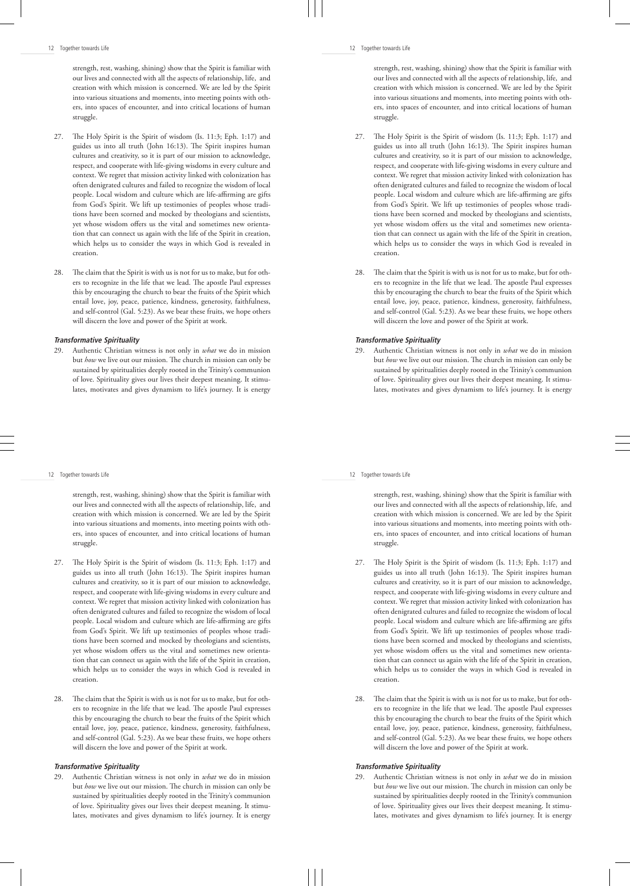strength, rest, washing, shining) show that the Spirit is familiar with our lives and connected with all the aspects of relationship, life, and creation with which mission is concerned. We are led by the Spirit into various situations and moments, into meeting points with others, into spaces of encounter, and into critical locations of human struggle.

27. The Holy Spirit is the Spirit of wisdom (Is. 11:3; Eph. 1:17) and guides us into all truth (John 16:13). The Spirit inspires human cultures and creativity, so it is part of our mission to acknowledge, respect, and cooperate with life-giving wisdoms in every culture and context. We regret that mission activity linked with colonization has often denigrated cultures and failed to recognize the wisdom of local people. Local wisdom and culture which are life-affirming are gifts from God's Spirit. We lift up testimonies of peoples whose traditions have been scorned and mocked by theologians and scientists, yet whose wisdom offers us the vital and sometimes new orientation that can connect us again with the life of the Spirit in creation, which helps us to consider the ways in which God is revealed in creation.

28. The claim that the Spirit is with us is not for us to make, but for others to recognize in the life that we lead. The apostle Paul expresses this by encouraging the church to bear the fruits of the Spirit which entail love, joy, peace, patience, kindness, generosity, faithfulness, and self-control (Gal. 5:23). As we bear these fruits, we hope others will discern the love and power of the Spirit at work.

***Transformative Spirituality***

29. Authentic Christian witness is not only in *what* we do in mission but *how* we live out our mission. The church in mission can only be sustained by spiritualities deeply rooted in the Trinity's communion of love. Spirituality gives our lives their deepest meaning. It stimulates, motivates and gives dynamism to life's journey. It is energy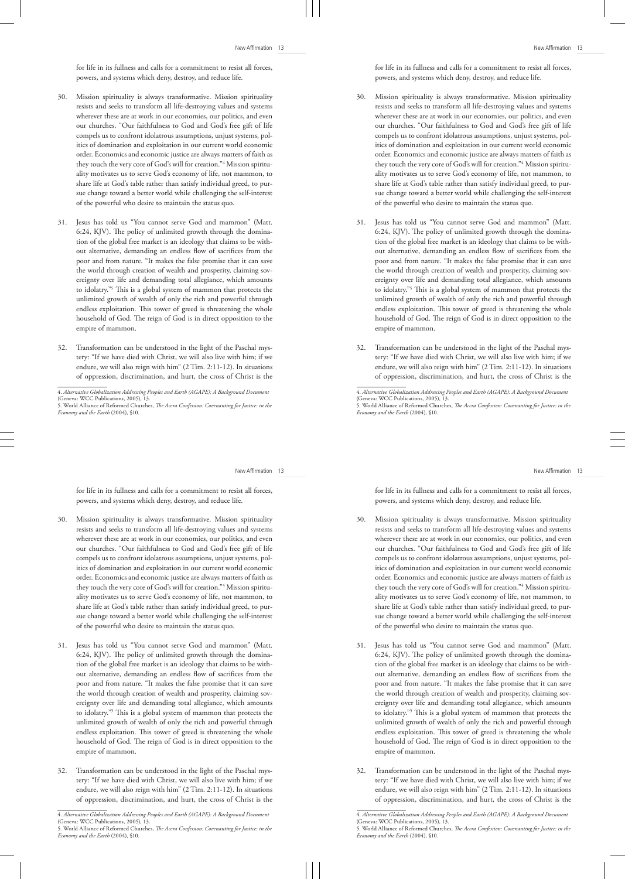for life in its fullness and calls for a commitment to resist all forces, powers, and systems which deny, destroy, and reduce life.

30. Mission spirituality is always transformative. Mission spirituality resists and seeks to transform all life-destroying values and systems wherever these are at work in our economies, our politics, and even our churches. "Our faithfulness to God and God's free gift of life compels us to confront idolatrous assumptions, unjust systems, politics of domination and exploitation in our current world economic order. Economics and economic justice are always matters of faith as they touch the very core of God's will for creation."[4] Mission spirituality motivates us to serve God's economy of life, not mammon, to share life at God's table rather than satisfy individual greed, to pursue change toward a better world while challenging the self-interest of the powerful who desire to maintain the status quo.

31. Jesus has told us "You cannot serve God and mammon" (Matt. 6:24, KJV). The policy of unlimited growth through the domination of the global free market is an ideology that claims to be without alternative, demanding an endless flow of sacrifices from the poor and from nature. "It makes the false promise that it can save the world through creation of wealth and prosperity, claiming sovereignty over life and demanding total allegiance, which amounts to idolatry."[5] This is a global system of mammon that protects the unlimited growth of wealth of only the rich and powerful through endless exploitation. This tower of greed is threatening the whole household of God. The reign of God is in direct opposition to the empire of mammon.

32. Transformation can be understood in the light of the Paschal mystery: "If we have died with Christ, we will also live with him; if we endure, we will also reign with him" (2 Tim. 2:11-12). In situations of oppression, discrimination, and hurt, the cross of Christ is the

---

4. *Alternative Globalization Addressing Peoples and Earth (AGAPE): A Background Document* (Geneva: WCC Publications, 2005), 13.

5. World Alliance of Reformed Churches, *The Accra Confession: Covenanting for Justice: in the Economy and the Earth* (2004), §10.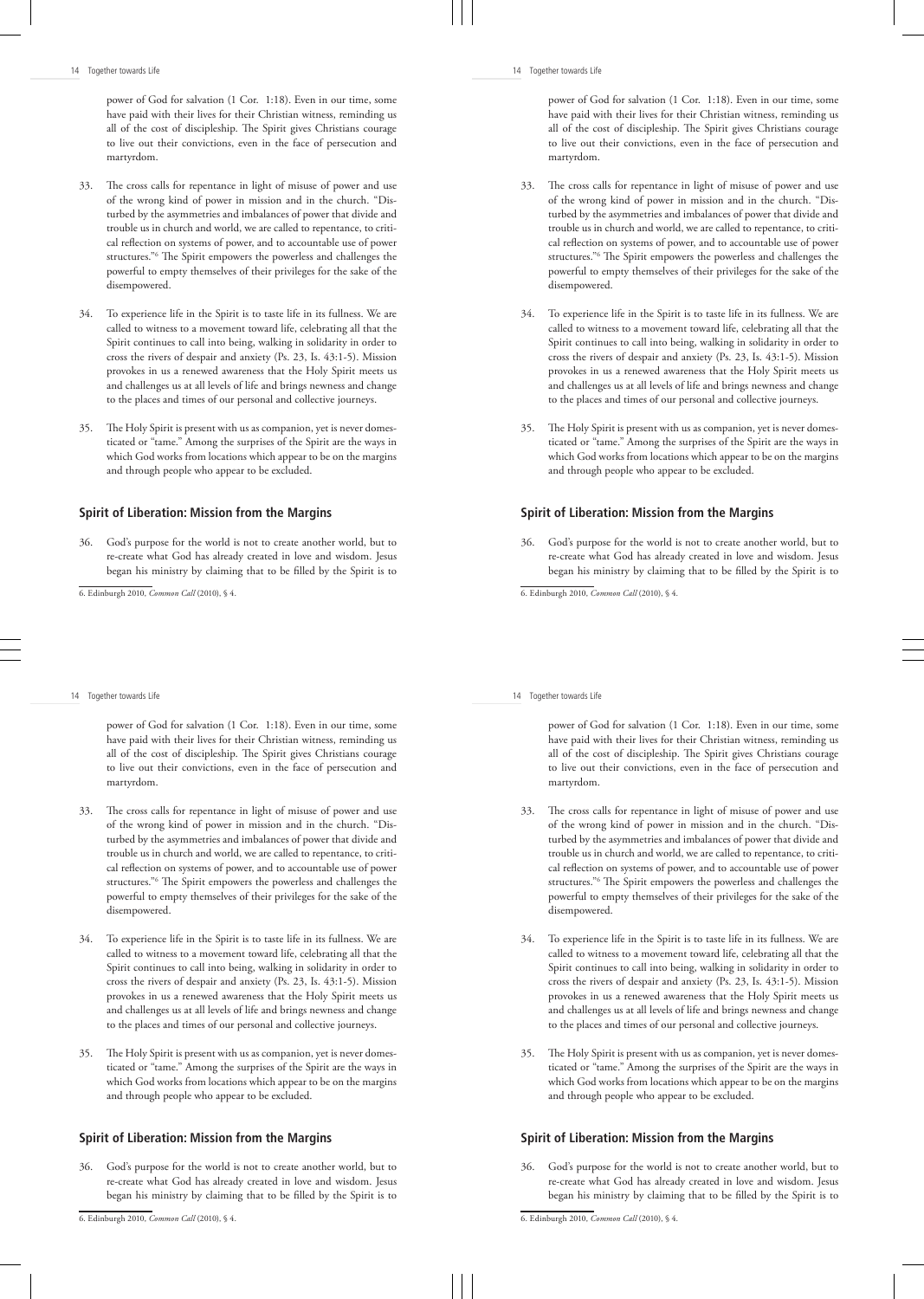power of God for salvation (1 Cor. 1:18). Even in our time, some have paid with their lives for their Christian witness, reminding us all of the cost of discipleship. The Spirit gives Christians courage to live out their convictions, even in the face of persecution and martyrdom.

33. The cross calls for repentance in light of misuse of power and use of the wrong kind of power in mission and in the church. "Disturbed by the asymmetries and imbalances of power that divide and trouble us in church and world, we are called to repentance, to critical reflection on systems of power, and to accountable use of power structures."[6] The Spirit empowers the powerless and challenges the powerful to empty themselves of their privileges for the sake of the disempowered.

34. To experience life in the Spirit is to taste life in its fullness. We are called to witness to a movement toward life, celebrating all that the Spirit continues to call into being, walking in solidarity in order to cross the rivers of despair and anxiety (Ps. 23, Is. 43:1-5). Mission provokes in us a renewed awareness that the Holy Spirit meets us and challenges us at all levels of life and brings newness and change to the places and times of our personal and collective journeys.

35. The Holy Spirit is present with us as companion, yet is never domesticated or "tame." Among the surprises of the Spirit are the ways in which God works from locations which appear to be on the margins and through people who appear to be excluded.

## Spirit of Liberation: Mission from the Margins

36. God's purpose for the world is not to create another world, but to re-create what God has already created in love and wisdom. Jesus began his ministry by claiming that to be filled by the Spirit is to

6. Edinburgh 2010, *Common Call* (2010), § 4.